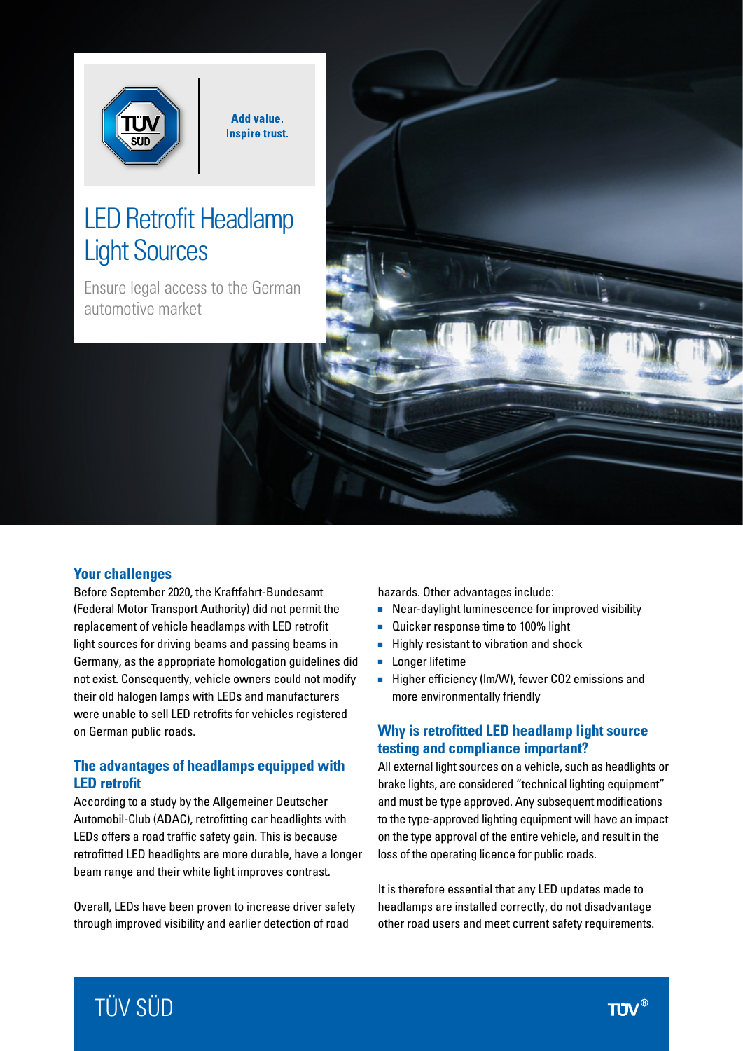Add value.
Inspire trust.

# LED Retrofit Headlamp Light Sources

Ensure legal access to the German automotive market

## Your challenges

Before September 2020, the Kraftfahrt-Bundesamt (Federal Motor Transport Authority) did not permit the replacement of vehicle headlamps with LED retrofit light sources for driving beams and passing beams in Germany, as the appropriate homologation guidelines did not exist. Consequently, vehicle owners could not modify their old halogen lamps with LEDs and manufacturers were unable to sell LED retrofits for vehicles registered on German public roads.

## The advantages of headlamps equipped with LED retrofit

According to a study by the Allgemeiner Deutscher Automobil-Club (ADAC), retrofitting car headlights with LEDs offers a road traffic safety gain. This is because retrofitted LED headlights are more durable, have a longer beam range and their white light improves contrast.

Overall, LEDs have been proven to increase driver safety through improved visibility and earlier detection of road hazards. Other advantages include:

- Near-daylight luminescence for improved visibility
- Quicker response time to 100% light
- Highly resistant to vibration and shock
- Longer lifetime
- Higher efficiency (lm/W), fewer $CO_2$ emissions and more environmentally friendly

## Why is retrofitted LED headlamp light source testing and compliance important?

All external light sources on a vehicle, such as headlights or brake lights, are considered "technical lighting equipment" and must be type approved. Any subsequent modifications to the type-approved lighting equipment will have an impact on the type approval of the entire vehicle, and result in the loss of the operating licence for public roads.

It is therefore essential that any LED updates made to headlamps are installed correctly, do not disadvantage other road users and meet current safety requirements.

TÜV SÜD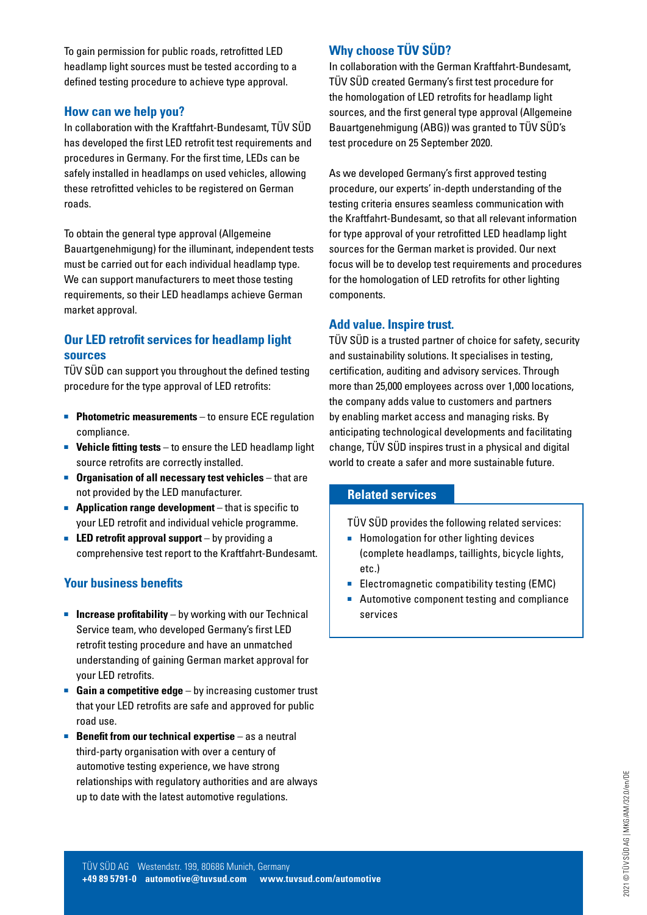To gain permission for public roads, retrofitted LED headlamp light sources must be tested according to a defined testing procedure to achieve type approval.

## How can we help you?

In collaboration with the Kraftfahrt-Bundesamt, TÜV SÜD has developed the first LED retrofit test requirements and procedures in Germany. For the first time, LEDs can be safely installed in headlamps on used vehicles, allowing these retrofitted vehicles to be registered on German roads.

To obtain the general type approval (Allgemeine Bauartgenehmigung) for the illuminant, independent tests must be carried out for each individual headlamp type. We can support manufacturers to meet those testing requirements, so their LED headlamps achieve German market approval.

## Our LED retrofit services for headlamp light sources

TÜV SÜD can support you throughout the defined testing procedure for the type approval of LED retrofits:

- **Photometric measurements** – to ensure ECE regulation compliance.
- **Vehicle fitting tests** – to ensure the LED headlamp light source retrofits are correctly installed.
- **Organisation of all necessary test vehicles** – that are not provided by the LED manufacturer.
- **Application range development** – that is specific to your LED retrofit and individual vehicle programme.
- **LED retrofit approval support** – by providing a comprehensive test report to the Kraftfahrt-Bundesamt.

## Your business benefits

- **Increase profitability** – by working with our Technical Service team, who developed Germany's first LED retrofit testing procedure and have an unmatched understanding of gaining German market approval for your LED retrofits.
- **Gain a competitive edge** – by increasing customer trust that your LED retrofits are safe and approved for public road use.
- **Benefit from our technical expertise** – as a neutral third-party organisation with over a century of automotive testing experience, we have strong relationships with regulatory authorities and are always up to date with the latest automotive regulations.

## Why choose TÜV SÜD?

In collaboration with the German Kraftfahrt-Bundesamt, TÜV SÜD created Germany's first test procedure for the homologation of LED retrofits for headlamp light sources, and the first general type approval (Allgemeine Bauartgenehmigung (ABG)) was granted to TÜV SÜD's test procedure on 25 September 2020.

As we developed Germany's first approved testing procedure, our experts' in-depth understanding of the testing criteria ensures seamless communication with the Kraftfahrt-Bundesamt, so that all relevant information for type approval of your retrofitted LED headlamp light sources for the German market is provided. Our next focus will be to develop test requirements and procedures for the homologation of LED retrofits for other lighting components.

## Add value. Inspire trust.

TÜV SÜD is a trusted partner of choice for safety, security and sustainability solutions. It specialises in testing, certification, auditing and advisory services. Through more than 25,000 employees across over 1,000 locations, the company adds value to customers and partners by enabling market access and managing risks. By anticipating technological developments and facilitating change, TÜV SÜD inspires trust in a physical and digital world to create a safer and more sustainable future.

### Related services

TÜV SÜD provides the following related services:

- Homologation for other lighting devices (complete headlamps, taillights, bicycle lights, etc.)
- Electromagnetic compatibility testing (EMC)
- Automotive component testing and compliance services

TÜV SÜD AG   Westendstr. 199, 80686 Munich, Germany
**+49 89 5791-0   automotive@tuvsud.com   www.tuvsud.com/automotive**

2021 © TÜV SÜD AG | MKG/AM/32.0/en/DE